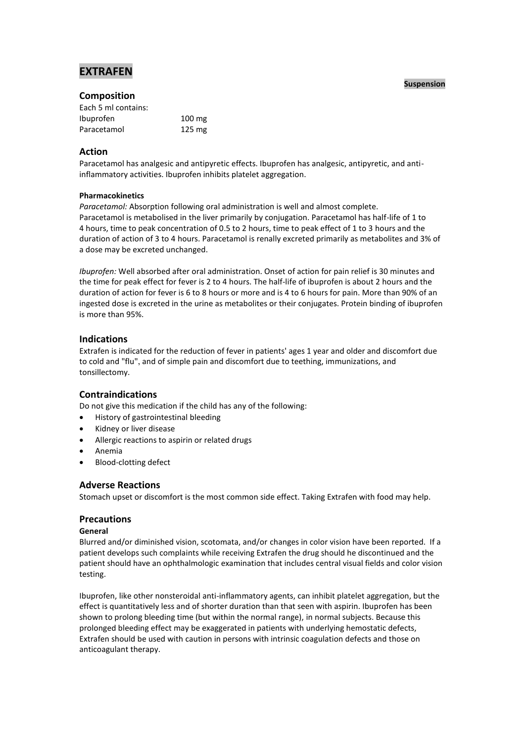# EXTRAFEN

**Suspension**

## Composition

Each 5 ml contains:

| | |
|---|---|
| Ibuprofen | 100 mg |
| Paracetamol | 125 mg |

## Action

Paracetamol has analgesic and antipyretic effects. Ibuprofen has analgesic, antipyretic, and anti-inflammatory activities. Ibuprofen inhibits platelet aggregation.

#### Pharmacokinetics

*Paracetamol:* Absorption following oral administration is well and almost complete. Paracetamol is metabolised in the liver primarily by conjugation. Paracetamol has half-life of 1 to 4 hours, time to peak concentration of 0.5 to 2 hours, time to peak effect of 1 to 3 hours and the duration of action of 3 to 4 hours. Paracetamol is renally excreted primarily as metabolites and 3% of a dose may be excreted unchanged.

*Ibuprofen:* Well absorbed after oral administration. Onset of action for pain relief is 30 minutes and the time for peak effect for fever is 2 to 4 hours. The half-life of ibuprofen is about 2 hours and the duration of action for fever is 6 to 8 hours or more and is 4 to 6 hours for pain. More than 90% of an ingested dose is excreted in the urine as metabolites or their conjugates. Protein binding of ibuprofen is more than 95%.

## Indications

Extrafen is indicated for the reduction of fever in patients' ages 1 year and older and discomfort due to cold and "flu", and of simple pain and discomfort due to teething, immunizations, and tonsillectomy.

## Contraindications

Do not give this medication if the child has any of the following:

- History of gastrointestinal bleeding
- Kidney or liver disease
- Allergic reactions to aspirin or related drugs
- Anemia
- Blood-clotting defect

## Adverse Reactions

Stomach upset or discomfort is the most common side effect. Taking Extrafen with food may help.

## Precautions

#### General

Blurred and/or diminished vision, scotomata, and/or changes in color vision have been reported. If a patient develops such complaints while receiving Extrafen the drug should he discontinued and the patient should have an ophthalmologic examination that includes central visual fields and color vision testing.

Ibuprofen, like other nonsteroidal anti-inflammatory agents, can inhibit platelet aggregation, but the effect is quantitatively less and of shorter duration than that seen with aspirin. Ibuprofen has been shown to prolong bleeding time (but within the normal range), in normal subjects. Because this prolonged bleeding effect may be exaggerated in patients with underlying hemostatic defects, Extrafen should be used with caution in persons with intrinsic coagulation defects and those on anticoagulant therapy.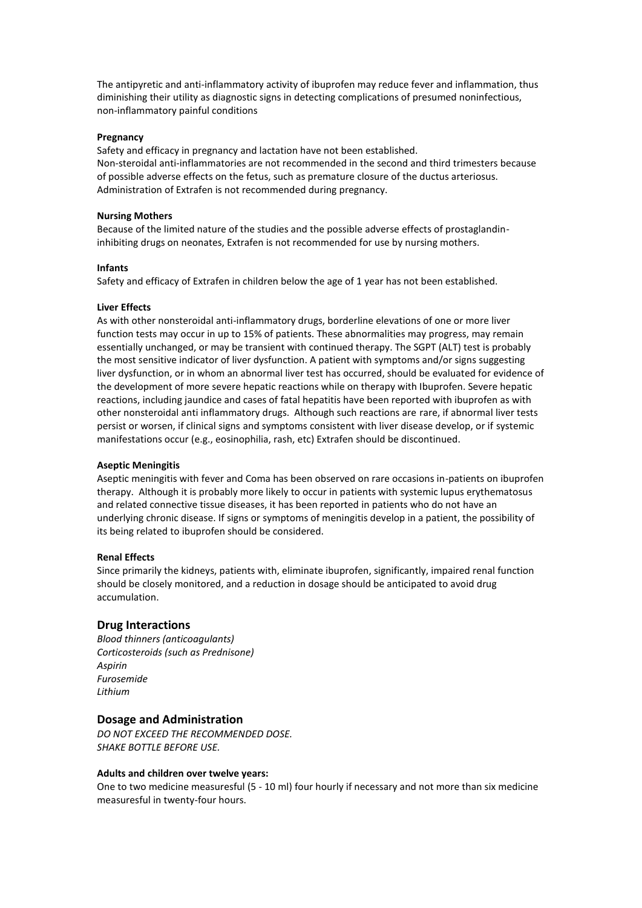The antipyretic and anti-inflammatory activity of ibuprofen may reduce fever and inflammation, thus diminishing their utility as diagnostic signs in detecting complications of presumed noninfectious, non-inflammatory painful conditions

**Pregnancy**

Safety and efficacy in pregnancy and lactation have not been established.
Non-steroidal anti-inflammatories are not recommended in the second and third trimesters because of possible adverse effects on the fetus, such as premature closure of the ductus arteriosus.
Administration of Extrafen is not recommended during pregnancy.

**Nursing Mothers**

Because of the limited nature of the studies and the possible adverse effects of prostaglandin-inhibiting drugs on neonates, Extrafen is not recommended for use by nursing mothers.

**Infants**

Safety and efficacy of Extrafen in children below the age of 1 year has not been established.

**Liver Effects**

As with other nonsteroidal anti-inflammatory drugs, borderline elevations of one or more liver function tests may occur in up to 15% of patients. These abnormalities may progress, may remain essentially unchanged, or may be transient with continued therapy. The SGPT (ALT) test is probably the most sensitive indicator of liver dysfunction. A patient with symptoms and/or signs suggesting liver dysfunction, or in whom an abnormal liver test has occurred, should be evaluated for evidence of the development of more severe hepatic reactions while on therapy with Ibuprofen. Severe hepatic reactions, including jaundice and cases of fatal hepatitis have been reported with ibuprofen as with other nonsteroidal anti inflammatory drugs. Although such reactions are rare, if abnormal liver tests persist or worsen, if clinical signs and symptoms consistent with liver disease develop, or if systemic manifestations occur (e.g., eosinophilia, rash, etc) Extrafen should be discontinued.

**Aseptic Meningitis**

Aseptic meningitis with fever and Coma has been observed on rare occasions in-patients on ibuprofen therapy. Although it is probably more likely to occur in patients with systemic lupus erythematosus and related connective tissue diseases, it has been reported in patients who do not have an underlying chronic disease. If signs or symptoms of meningitis develop in a patient, the possibility of its being related to ibuprofen should be considered.

**Renal Effects**

Since primarily the kidneys, patients with, eliminate ibuprofen, significantly, impaired renal function should be closely monitored, and a reduction in dosage should be anticipated to avoid drug accumulation.

## Drug Interactions

*Blood thinners (anticoagulants)*
*Corticosteroids (such as Prednisone)*
*Aspirin*
*Furosemide*
*Lithium*

## Dosage and Administration

*DO NOT EXCEED THE RECOMMENDED DOSE.*
*SHAKE BOTTLE BEFORE USE.*

**Adults and children over twelve years:**

One to two medicine measuresful (5 - 10 ml) four hourly if necessary and not more than six medicine measuresful in twenty-four hours.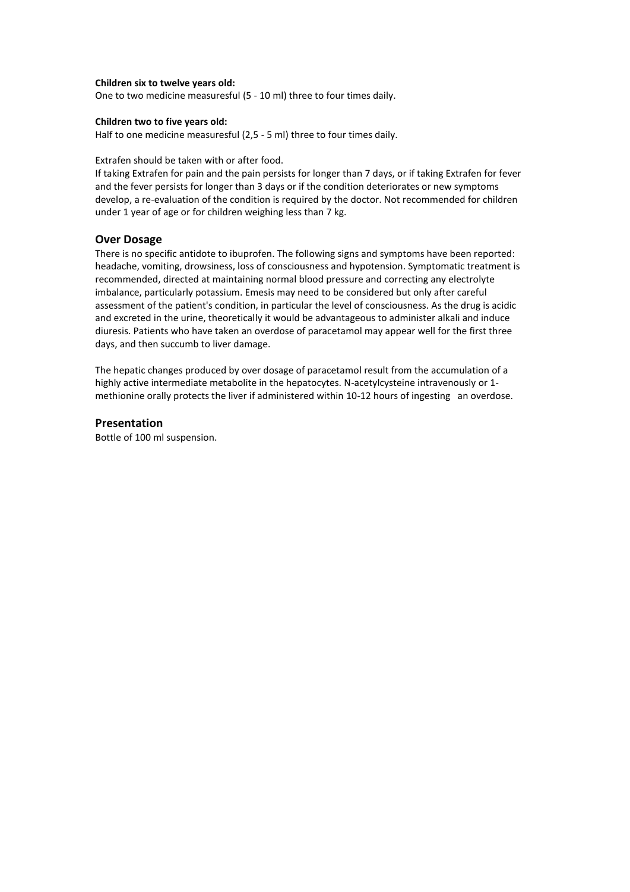**Children six to twelve years old:**
One to two medicine measuresful (5 - 10 ml) three to four times daily.

**Children two to five years old:**
Half to one medicine measuresful (2,5 - 5 ml) three to four times daily.

Extrafen should be taken with or after food.
If taking Extrafen for pain and the pain persists for longer than 7 days, or if taking Extrafen for fever and the fever persists for longer than 3 days or if the condition deteriorates or new symptoms develop, a re-evaluation of the condition is required by the doctor. Not recommended for children under 1 year of age or for children weighing less than 7 kg.

## Over Dosage

There is no specific antidote to ibuprofen. The following signs and symptoms have been reported: headache, vomiting, drowsiness, loss of consciousness and hypotension. Symptomatic treatment is recommended, directed at maintaining normal blood pressure and correcting any electrolyte imbalance, particularly potassium. Emesis may need to be considered but only after careful assessment of the patient's condition, in particular the level of consciousness. As the drug is acidic and excreted in the urine, theoretically it would be advantageous to administer alkali and induce diuresis. Patients who have taken an overdose of paracetamol may appear well for the first three days, and then succumb to liver damage.

The hepatic changes produced by over dosage of paracetamol result from the accumulation of a highly active intermediate metabolite in the hepatocytes. N-acetylcysteine intravenously or 1-methionine orally protects the liver if administered within 10-12 hours of ingesting an overdose.

## Presentation

Bottle of 100 ml suspension.